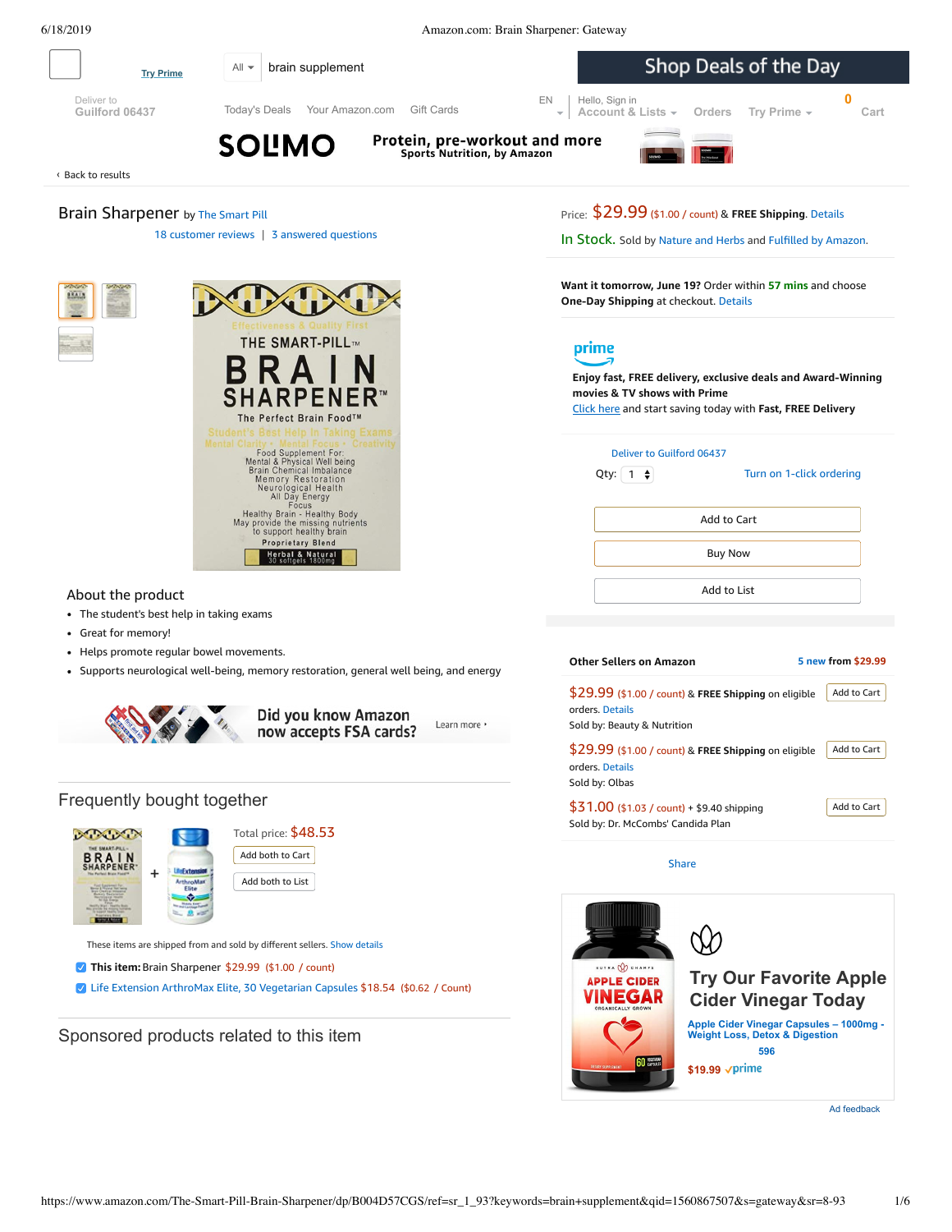Try Prime

All | brain supplement

Shop Deals of the Day

Deliver to Guilford 06437

Today's Deals | Your Amazon.com | Gift Cards

EN | Hello, Sign in Account & Lists | Orders | Try Prime | 0 Cart

SOLIMO — Protein, pre-workout and more — Sports Nutrition, by Amazon

‹ Back to results

# Brain Sharpener by The Smart Pill

18 customer reviews | 3 answered questions

Price: $29.99 ($1.00 / count) & FREE Shipping. Details

In Stock. Sold by Nature and Herbs and Fulfilled by Amazon.

**Want it tomorrow, June 19?** Order within **57 mins** and choose **One-Day Shipping** at checkout. Details

prime

**Enjoy fast, FREE delivery, exclusive deals and Award-Winning movies & TV shows with Prime**

Click here and start today with **Fast, FREE Delivery**

Deliver to Guilford 06437

Qty: 1 | Turn on 1-click ordering

Add to Cart

Buy Now

Add to List

Effectiveness & Quality First
THE SMART-PILL™
BRAIN SHARPENER™
The Perfect Brain Food™
Student's Best Help In Taking Exams
Mental Clarity • Mental Focus • Creativity
Food Supplement For:
Mental & Physical Well being
Brain Chemical Imbalance
Memory Restoration
Neurological Health
All Day Energy
Focus
Healthy Brain - Healthy Body
May provide the missing nutrients to support healthy brain
Proprietary Blend
Herbal & Natural
30 softgels 1800mg

## About the product

- The student's best help in taking exams
- Great for memory!
- Helps promote regular bowel movements.
- Supports neurological well-being, memory restoration, general well being, and energy

Did you know Amazon now accepts FSA cards? Learn more ›

**Other Sellers on Amazon** — 5 new from $29.99

$29.99 ($1.00 / count) & **FREE Shipping** on eligible orders. Details
Sold by: Beauty & Nutrition — Add to Cart

$29.99 ($1.00 / count) & **FREE Shipping** on eligible orders. Details
Sold by: Olbas — Add to Cart

$31.00 ($1.03 / count) + $9.40 shipping
Sold by: Dr. McCombs' Candida Plan — Add to Cart

Share

## Frequently bought together

Total price: $48.53

Add both to Cart

Add both to List

These items are shipped from and sold by different sellers. Show details

- [x] **This item:** Brain Sharpener $29.99 ($1.00 / count)
- [x] Life Extension ArthroMax Elite, 30 Vegetarian Capsules $18.54 ($0.62 / Count)

## Sponsored products related to this item

**Try Our Favorite Apple Cider Vinegar Today**

Apple Cider Vinegar Capsules – 1000mg - Weight Loss, Detox & Digestion

596

$19.99 prime

Ad feedback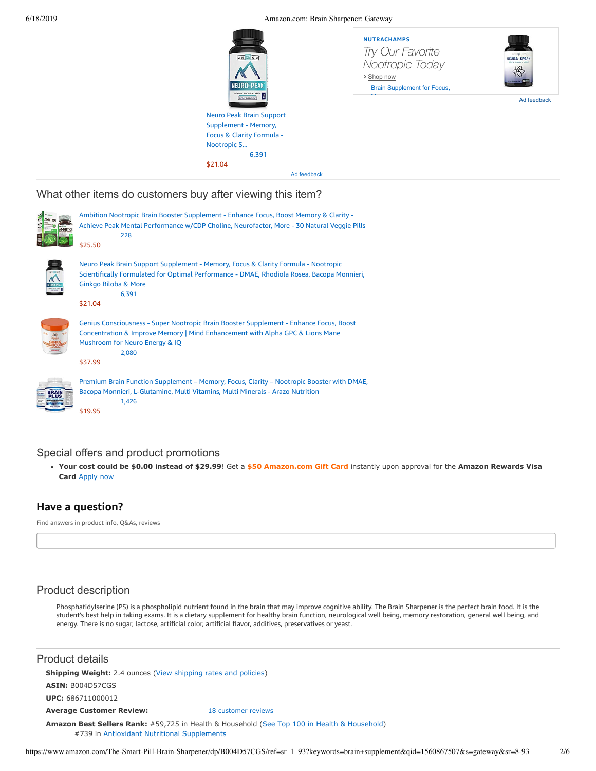Neuro Peak Brain Support Supplement - Memory, Focus & Clarity Formula - Nootropic S...

6,391

$21.04

Ad feedback

NUTRACHAMPS

*Try Our Favorite Nootropic Today*

› Shop now

Brain Supplement for Focus,

Ad feedback

## What other items do customers buy after viewing this item?

Ambition Nootropic Brain Booster Supplement - Enhance Focus, Boost Memory & Clarity - Achieve Peak Mental Performance w/CDP Choline, Neurofactor, More - 30 Natural Veggie Pills

228

$25.50

Neuro Peak Brain Support Supplement - Memory, Focus & Clarity Formula - Nootropic Scientifically Formulated for Optimal Performance - DMAE, Rhodiola Rosea, Bacopa Monnieri, Ginkgo Biloba & More

6,391

$21.04

Genius Consciousness - Super Nootropic Brain Booster Supplement - Enhance Focus, Boost Concentration & Improve Memory | Mind Enhancement with Alpha GPC & Lions Mane Mushroom for Neuro Energy & IQ

2,080

$37.99

Premium Brain Function Supplement – Memory, Focus, Clarity – Nootropic Booster with DMAE, Bacopa Monnieri, L-Glutamine, Multi Vitamins, Multi Minerals - Arazo Nutrition

1,426

$19.95

## Special offers and product promotions

- **Your cost could be $0.00 instead of $29.99**! Get a **$50 Amazon.com Gift Card** instantly upon approval for the **Amazon Rewards Visa Card** Apply now

## Have a question?

Find answers in product info, Q&As, reviews

## Product description

Phosphatidylserine (PS) is a phospholipid nutrient found in the brain that may improve cognitive ability. The Brain Sharpener is the perfect brain food. It is the student's best help in taking exams. It is a dietary supplement for healthy brain function, neurological well being, memory restoration, general well being, and energy. There is no sugar, lactose, artificial color, artificial flavor, additives, preservatives or yeast.

## Product details

**Shipping Weight:** 2.4 ounces (View shipping rates and policies)

**ASIN:** B004D57CGS

**UPC:** 686711000012

**Average Customer Review:** 18 customer reviews

**Amazon Best Sellers Rank:** #59,725 in Health & Household (See Top 100 in Health & Household)
#739 in Antioxidant Nutritional Supplements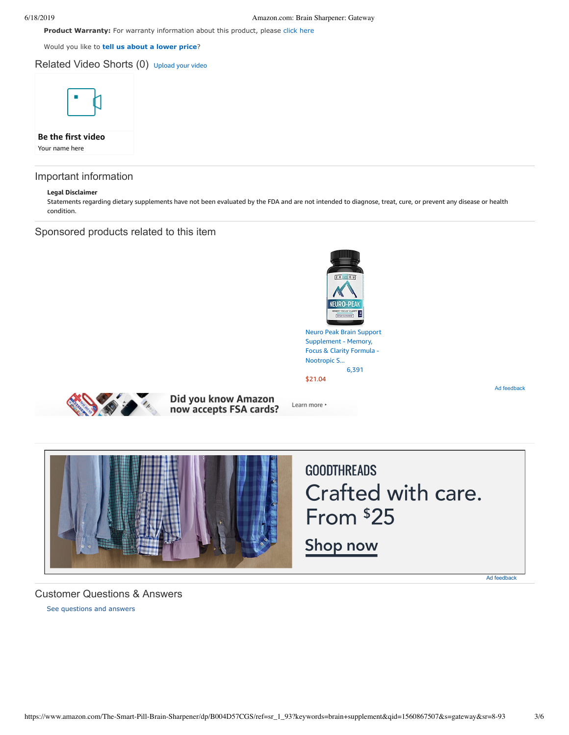**Product Warranty:** For warranty information about this product, please click here

Would you like to **tell us about a lower price**?

## Related Video Shorts (0) Upload your video

**Be the first video**

Your name here

## Important information

**Legal Disclaimer**

Statements regarding dietary supplements have not been evaluated by the FDA and are not intended to diagnose, treat, cure, or prevent any disease or health condition.

## Sponsored products related to this item

Neuro Peak Brain Support Supplement - Memory, Focus & Clarity Formula - Nootropic S...

6,391

$21.04

Ad feedback

Did you know Amazon now accepts FSA cards?

Learn more ›

GOODTHREADS

Crafted with care.

From $25

Shop now

Ad feedback

## Customer Questions & Answers

See questions and answers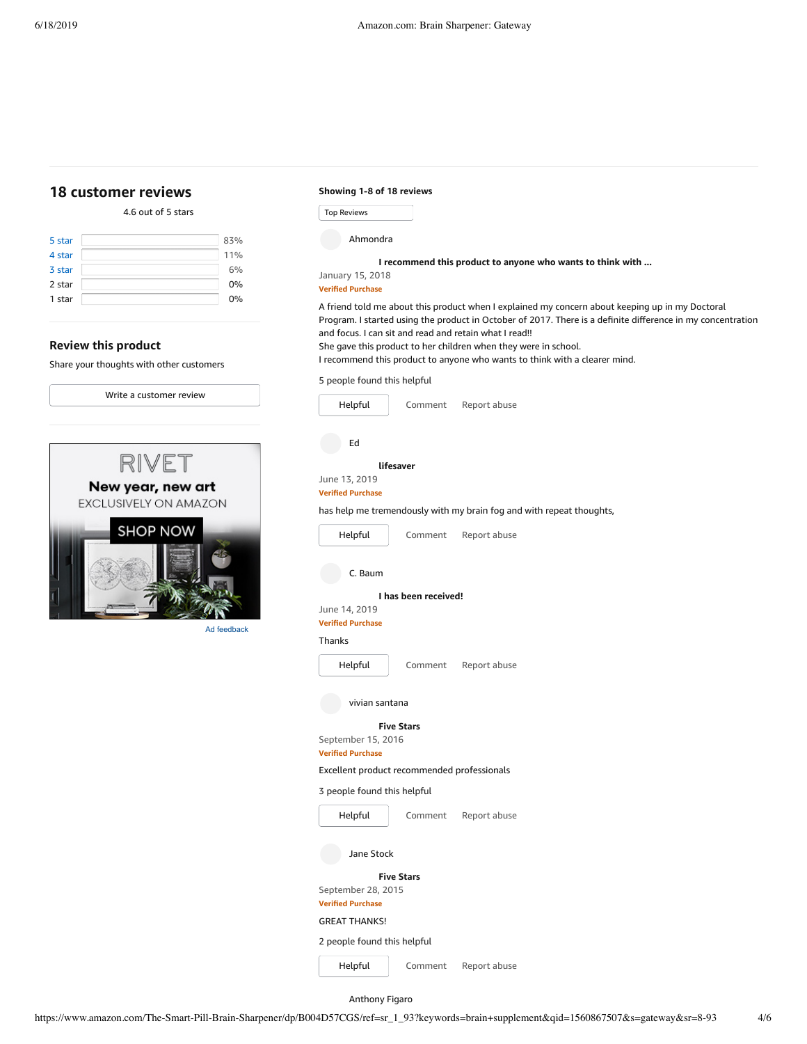## 18 customer reviews

4.6 out of 5 stars

| | |
|---|---|
| 5 star | 83% |
| 4 star | 11% |
| 3 star | 6% |
| 2 star | 0% |
| 1 star | 0% |

### Review this product

Share your thoughts with other customers

Write a customer review

RIVET

New year, new art

EXCLUSIVELY ON AMAZON

SHOP NOW

Ad feedback

**Showing 1-8 of 18 reviews**

Top Reviews

Ahmondra

**I recommend this product to anyone who wants to think with ...**

January 15, 2018

**Verified Purchase**

A friend told me about this product when I explained my concern about keeping up in my Doctoral Program. I started using the product in October of 2017. There is a definite difference in my concentration and focus. I can sit and read and retain what I read!!

She gave this product to her children when they were in school.

I recommend this product to anyone who wants to think with a clearer mind.

5 people found this helpful

Helpful | Comment | Report abuse

Ed

**lifesaver**

June 13, 2019

**Verified Purchase**

has help me tremendously with my brain fog and with repeat thoughts,

Helpful | Comment | Report abuse

C. Baum

**I has been received!**

June 14, 2019

**Verified Purchase**

Thanks

Helpful | Comment | Report abuse

vivian santana

**Five Stars**

September 15, 2016

**Verified Purchase**

Excellent product recommended professionals

3 people found this helpful

Helpful | Comment | Report abuse

Jane Stock

**Five Stars**

September 28, 2015

**Verified Purchase**

GREAT THANKS!

2 people found this helpful

Helpful | Comment | Report abuse

Anthony Figaro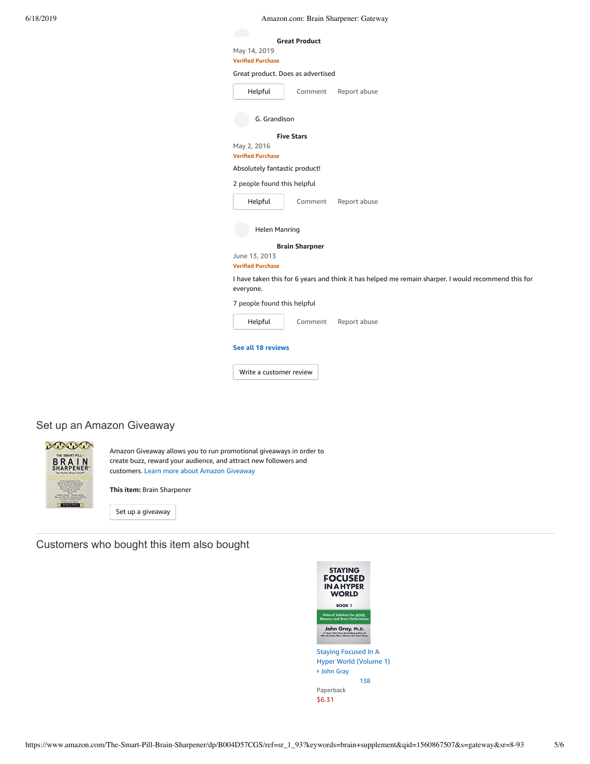**Great Product**

May 14, 2019

Verified Purchase

Great product. Does as advertised

Helpful Comment Report abuse

G. Grandison

**Five Stars**

May 2, 2016

Verified Purchase

Absolutely fantastic product!

2 people found this helpful

Helpful Comment Report abuse

Helen Manring

**Brain Sharpner**

June 13, 2013

Verified Purchase

I have taken this for 6 years and think it has helped me remain sharper. I would recommend this for everyone.

7 people found this helpful

Helpful Comment Report abuse

**See all 18 reviews**

Write a customer review

## Set up an Amazon Giveaway

Amazon Giveaway allows you to run promotional giveaways in order to create buzz, reward your audience, and attract new followers and customers. Learn more about Amazon Giveaway

**This item:** Brain Sharpener

Set up a giveaway

## Customers who bought this item also bought

Staying Focused In A Hyper World (Volume 1)

› John Gray

138

Paperback

$6.31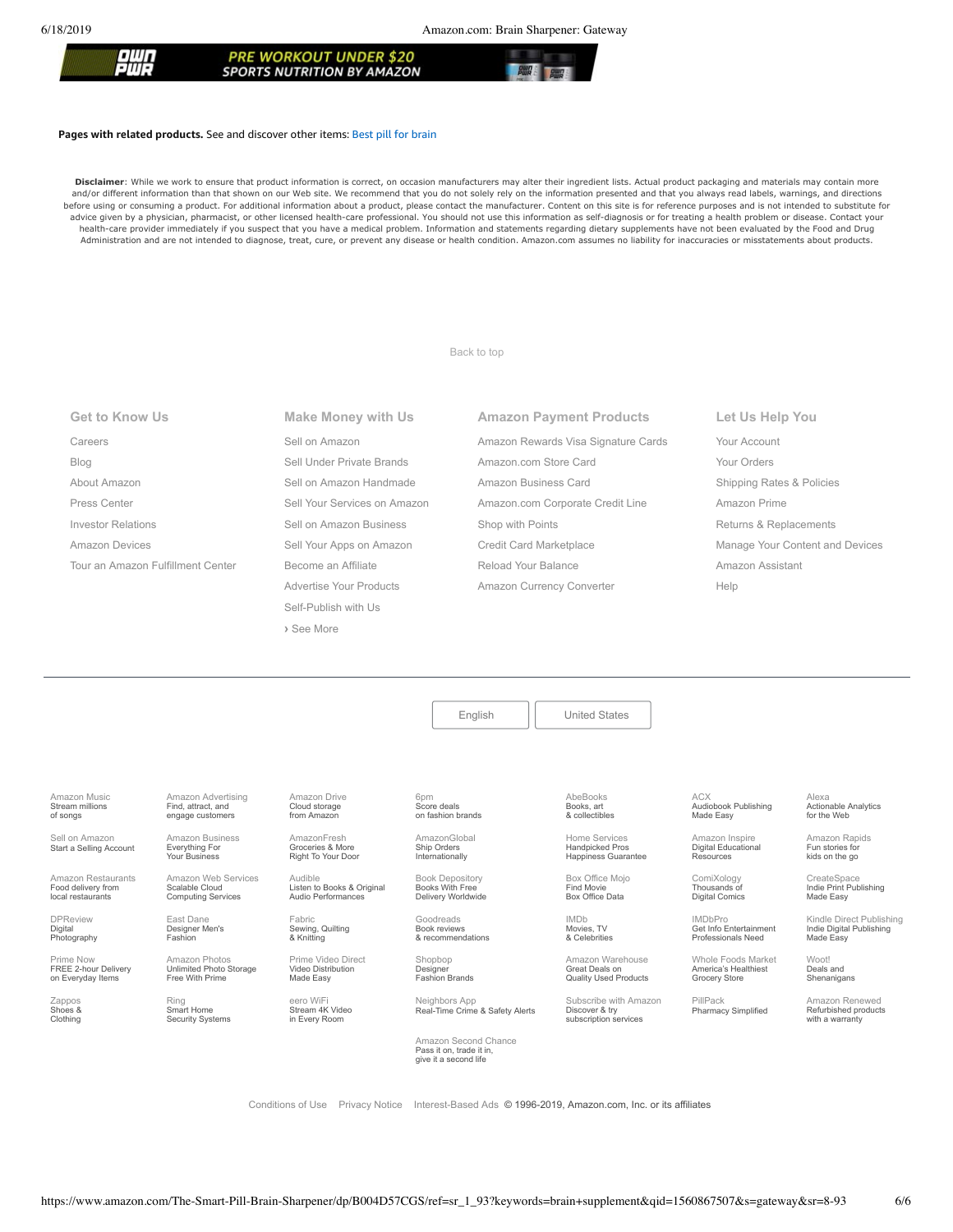PRE WORKOUT UNDER $20
SPORTS NUTRITION BY AMAZON

**Pages with related products.** See and discover other items: Best pill for brain

**Disclaimer**: While we work to ensure that product information is correct, on occasion manufacturers may alter their ingredient lists. Actual product packaging and materials may contain more and/or different information than that shown on our Web site. We recommend that you do not solely rely on the information presented and that you always read labels, warnings, and directions before using or consuming a product. For additional information about a product, please contact the manufacturer. Content on this site is for reference purposes and is not intended to substitute for advice given by a physician, pharmacist, or other licensed health-care professional. You should not use this information as self-diagnosis or for treating a health problem or disease. Contact your health-care provider immediately if you suspect that you have a medical problem. Information and statements regarding dietary supplements have not been evaluated by the Food and Drug Administration and are not intended to diagnose, treat, cure, or prevent any disease or health condition. Amazon.com assumes no liability for inaccuracies or misstatements about products.

Back to top

### Get to Know Us

- Careers
- Blog
- About Amazon
- Press Center
- Investor Relations
- Amazon Devices
- Tour an Amazon Fulfillment Center

### Make Money with Us

- Sell on Amazon
- Sell Under Private Brands
- Sell on Amazon Handmade
- Sell Your Services on Amazon
- Sell on Amazon Business
- Sell Your Apps on Amazon
- Become an Affiliate
- Advertise Your Products
- Self-Publish with Us
- › See More

### Amazon Payment Products

- Amazon Rewards Visa Signature Cards
- Amazon.com Store Card
- Amazon Business Card
- Amazon.com Corporate Credit Line
- Shop with Points
- Credit Card Marketplace
- Reload Your Balance
- Amazon Currency Converter

### Let Us Help You

- Your Account
- Your Orders
- Shipping Rates & Policies
- Amazon Prime
- Returns & Replacements
- Manage Your Content and Devices
- Amazon Assistant
- Help

English | United States

| | | | | | | |
|---|---|---|---|---|---|---|
| Amazon Music Stream millions of songs | Amazon Advertising Find, attract, and engage customers | Amazon Drive Cloud storage from Amazon | 6pm Score deals on fashion brands | AbeBooks Books, art & collectibles | ACX Audiobook Publishing Made Easy | Alexa Actionable Analytics for the Web |
| Sell on Amazon Start a Selling Account | Amazon Business Everything For Your Business | AmazonFresh Groceries & More Right To Your Door | AmazonGlobal Ship Orders Internationally | Home Services Handpicked Pros Happiness Guarantee | Amazon Inspire Digital Educational Resources | Amazon Rapids Fun stories for kids on the go |
| Amazon Restaurants Food delivery from local restaurants | Amazon Web Services Scalable Cloud Computing Services | Audible Listen to Books & Original Audio Performances | Book Depository Books With Free Delivery Worldwide | Box Office Mojo Find Movie Box Office Data | ComiXology Thousands of Digital Comics | CreateSpace Indie Print Publishing Made Easy |
| DPReview Digital Photography | East Dane Designer Men's Fashion | Fabric Sewing, Quilting & Knitting | Goodreads Book reviews & recommendations | IMDb Movies, TV & Celebrities | IMDbPro Get Info Entertainment Professionals Need | Kindle Direct Publishing Indie Digital Publishing Made Easy |
| Prime Now FREE 2-hour Delivery on Everyday Items | Amazon Photos Unlimited Photo Storage Free With Prime | Prime Video Direct Video Distribution Made Easy | Shopbop Designer Fashion Brands | Amazon Warehouse Great Deals on Quality Used Products | Whole Foods Market America's Healthiest Grocery Store | Woot! Deals and Shenanigans |
| Zappos Shoes & Clothing | Ring Smart Home Security Systems | eero WiFi Stream 4K Video in Every Room | Neighbors App Real-Time Crime & Safety Alerts | Subscribe with Amazon Discover & try subscription services | PillPack Pharmacy Simplified | Amazon Renewed Refurbished products with a warranty |
| | | | Amazon Second Chance Pass it on, trade it in, give it a second life | | | |

Conditions of Use | Privacy Notice | Interest-Based Ads © 1996-2019, Amazon.com, Inc. or its affiliates